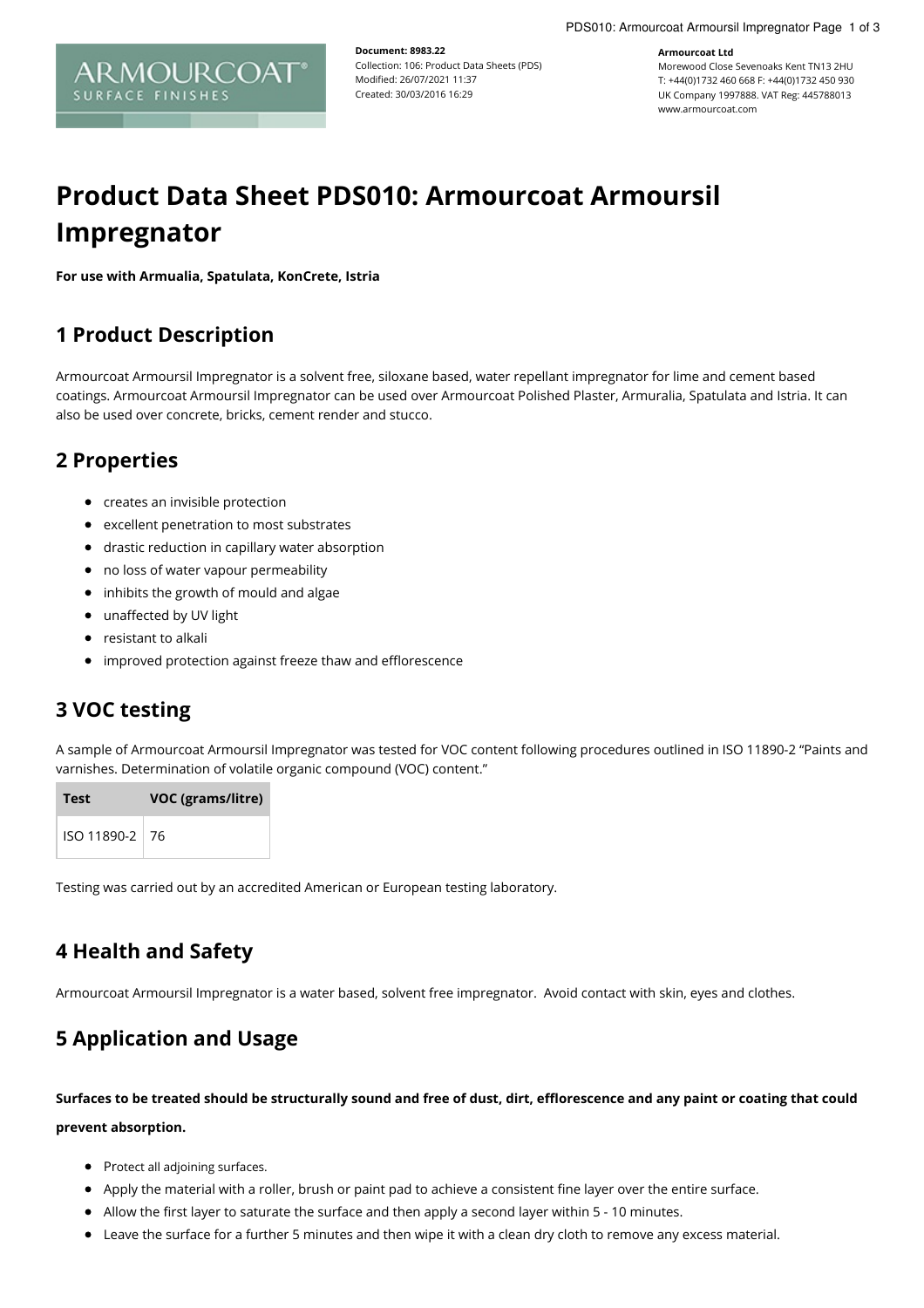**Document: 8983.22**
Collection: 106: Product Data Sheets (PDS)
Modified: 26/07/2021 11:37
Created: 30/03/2016 16:29

**Armourcoat Ltd**
Morewood Close Sevenoaks Kent TN13 2HU
T: +44(0)1732 460 668 F: +44(0)1732 450 930
UK Company 1997888. VAT Reg: 445788013
www.armourcoat.com

# Product Data Sheet PDS010: Armourcoat Armoursil Impregnator

**For use with Armualia, Spatulata, KonCrete, Istria**

## 1 Product Description

Armourcoat Armoursil Impregnator is a solvent free, siloxane based, water repellant impregnator for lime and cement based coatings. Armourcoat Armoursil Impregnator can be used over Armourcoat Polished Plaster, Armuralia, Spatulata and Istria. It can also be used over concrete, bricks, cement render and stucco.

## 2 Properties

- creates an invisible protection
- excellent penetration to most substrates
- drastic reduction in capillary water absorption
- no loss of water vapour permeability
- inhibits the growth of mould and algae
- unaffected by UV light
- resistant to alkali
- improved protection against freeze thaw and efflorescence

## 3 VOC testing

A sample of Armourcoat Armoursil Impregnator was tested for VOC content following procedures outlined in ISO 11890-2 "Paints and varnishes. Determination of volatile organic compound (VOC) content."

| Test | VOC (grams/litre) |
|---|---|
| ISO 11890-2 | 76 |

Testing was carried out by an accredited American or European testing laboratory.

## 4 Health and Safety

Armourcoat Armoursil Impregnator is a water based, solvent free impregnator. Avoid contact with skin, eyes and clothes.

## 5 Application and Usage

**Surfaces to be treated should be structurally sound and free of dust, dirt, efflorescence and any paint or coating that could prevent absorption.**

- Protect all adjoining surfaces.
- Apply the material with a roller, brush or paint pad to achieve a consistent fine layer over the entire surface.
- Allow the first layer to saturate the surface and then apply a second layer within 5 - 10 minutes.
- Leave the surface for a further 5 minutes and then wipe it with a clean dry cloth to remove any excess material.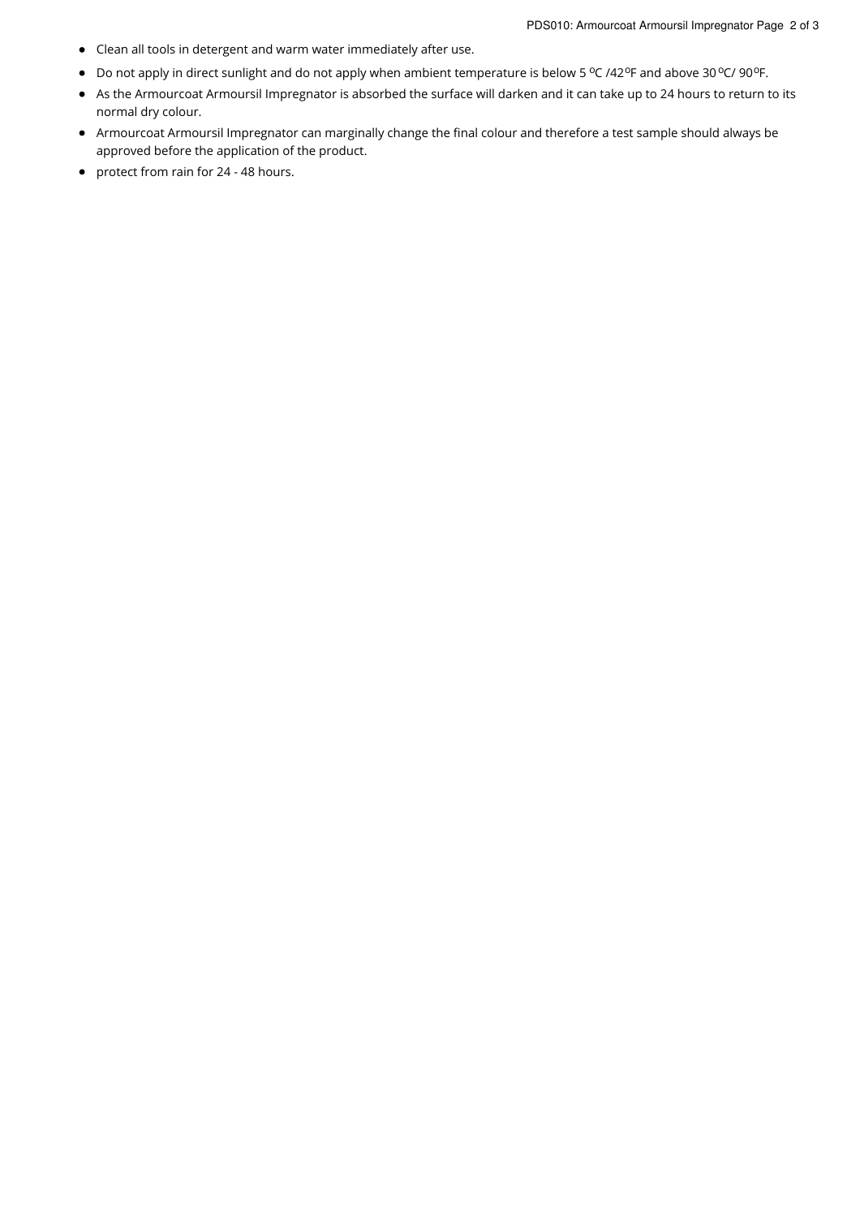- Clean all tools in detergent and warm water immediately after use.
- Do not apply in direct sunlight and do not apply when ambient temperature is below 5 $^{o}$C /42$^{o}$F and above 30 $^{o}$C/ 90$^{o}$F.
- As the Armourcoat Armoursil Impregnator is absorbed the surface will darken and it can take up to 24 hours to return to its normal dry colour.
- Armourcoat Armoursil Impregnator can marginally change the final colour and therefore a test sample should always be approved before the application of the product.
- protect from rain for 24 - 48 hours.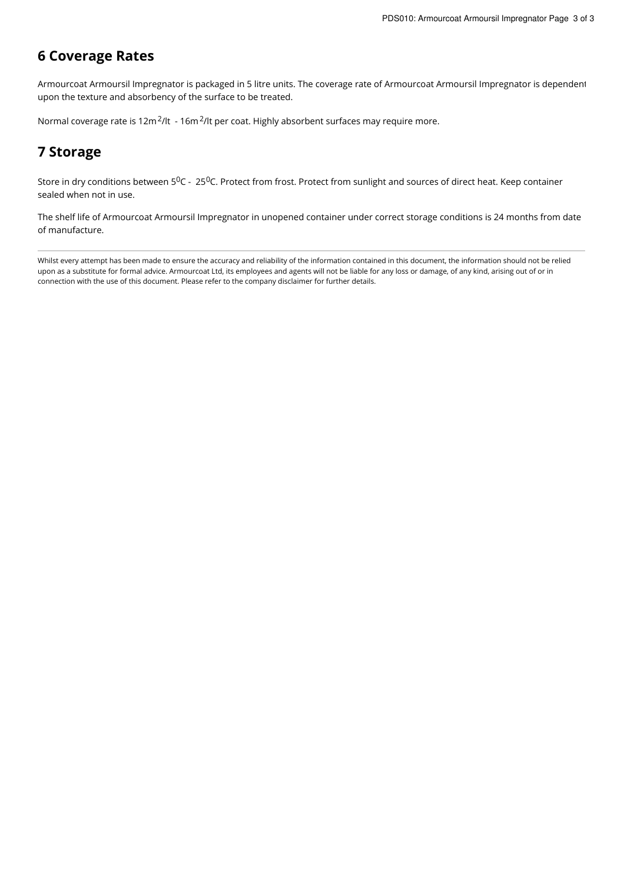## 6 Coverage Rates

Armourcoat Armoursil Impregnator is packaged in 5 litre units. The coverage rate of Armourcoat Armoursil Impregnator is dependent upon the texture and absorbency of the surface to be treated.

Normal coverage rate is 12$m^2$/lt - 16$m^2$/lt per coat. Highly absorbent surfaces may require more.

## 7 Storage

Store in dry conditions between 5$^0$C - 25$^0$C. Protect from frost. Protect from sunlight and sources of direct heat. Keep container sealed when not in use.

The shelf life of Armourcoat Armoursil Impregnator in unopened container under correct storage conditions is 24 months from date of manufacture.

---

Whilst every attempt has been made to ensure the accuracy and reliability of the information contained in this document, the information should not be relied upon as a substitute for formal advice. Armourcoat Ltd, its employees and agents will not be liable for any loss or damage, of any kind, arising out of or in connection with the use of this document. Please refer to the company disclaimer for further details.